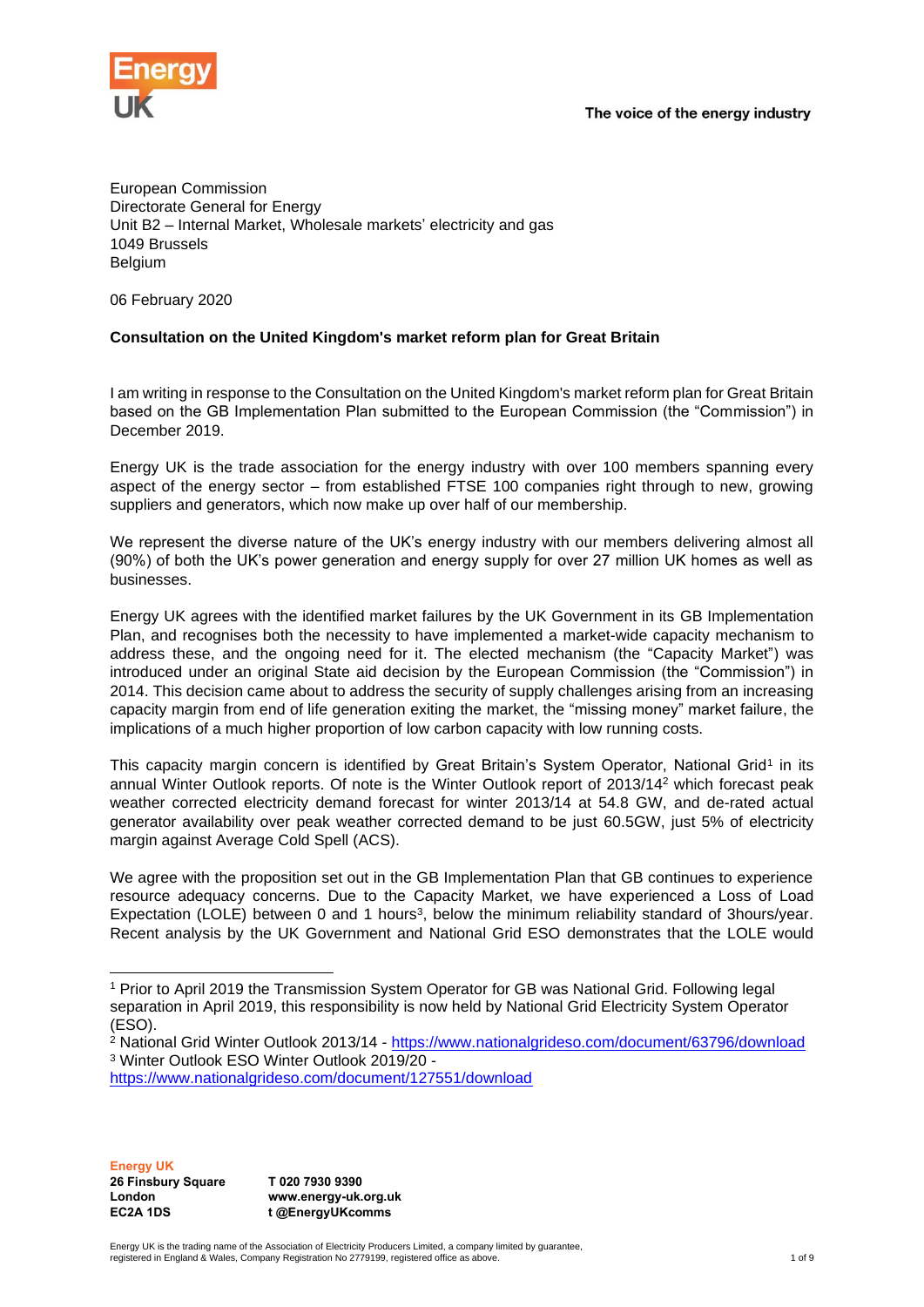European Commission
Directorate General for Energy
Unit B2 – Internal Market, Wholesale markets' electricity and gas
1049 Brussels
Belgium

06 February 2020

**Consultation on the United Kingdom's market reform plan for Great Britain**

I am writing in response to the Consultation on the United Kingdom's market reform plan for Great Britain based on the GB Implementation Plan submitted to the European Commission (the "Commission") in December 2019.

Energy UK is the trade association for the energy industry with over 100 members spanning every aspect of the energy sector – from established FTSE 100 companies right through to new, growing suppliers and generators, which now make up over half of our membership.

We represent the diverse nature of the UK's energy industry with our members delivering almost all (90%) of both the UK's power generation and energy supply for over 27 million UK homes as well as businesses.

Energy UK agrees with the identified market failures by the UK Government in its GB Implementation Plan, and recognises both the necessity to have implemented a market-wide capacity mechanism to address these, and the ongoing need for it. The elected mechanism (the "Capacity Market") was introduced under an original State aid decision by the European Commission (the "Commission") in 2014. This decision came about to address the security of supply challenges arising from an increasing capacity margin from end of life generation exiting the market, the "missing money" market failure, the implications of a much higher proportion of low carbon capacity with low running costs.

This capacity margin concern is identified by Great Britain's System Operator, National Grid[1] in its annual Winter Outlook reports. Of note is the Winter Outlook report of 2013/14[2] which forecast peak weather corrected electricity demand forecast for winter 2013/14 at 54.8 GW, and de-rated actual generator availability over peak weather corrected demand to be just 60.5GW, just 5% of electricity margin against Average Cold Spell (ACS).

We agree with the proposition set out in the GB Implementation Plan that GB continues to experience resource adequacy concerns. Due to the Capacity Market, we have experienced a Loss of Load Expectation (LOLE) between 0 and 1 hours[3], below the minimum reliability standard of 3hours/year. Recent analysis by the UK Government and National Grid ESO demonstrates that the LOLE would

---

[1] Prior to April 2019 the Transmission System Operator for GB was National Grid. Following legal separation in April 2019, this responsibility is now held by National Grid Electricity System Operator (ESO).

[2] National Grid Winter Outlook 2013/14 - https://www.nationalgrideso.com/document/63796/download

[3] Winter Outlook ESO Winter Outlook 2019/20 - https://www.nationalgrideso.com/document/127551/download

**Energy UK**
**26 Finsbury Square**
**London**
**EC2A 1DS**

**T 020 7930 9390**
**www.energy-uk.org.uk**
**t @EnergyUKcomms**

Energy UK is the trading name of the Association of Electricity Producers Limited, a company limited by guarantee, registered in England & Wales, Company Registration No 2779199, registered office as above.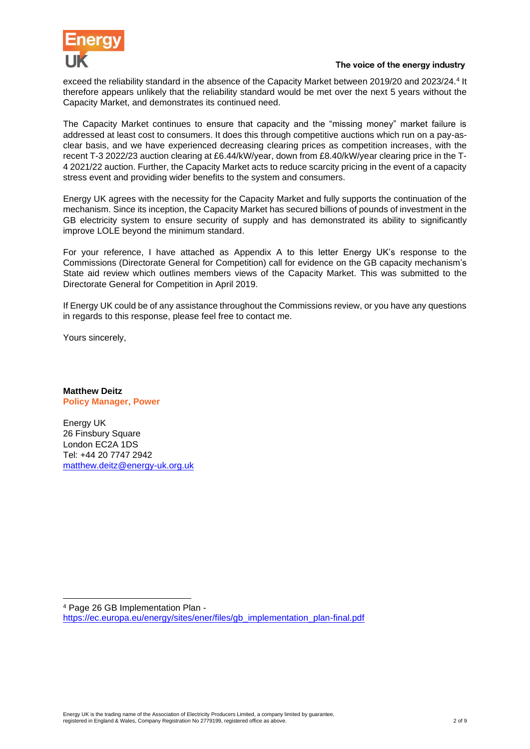exceed the reliability standard in the absence of the Capacity Market between 2019/20 and 2023/24.[4] It therefore appears unlikely that the reliability standard would be met over the next 5 years without the Capacity Market, and demonstrates its continued need.

The Capacity Market continues to ensure that capacity and the "missing money" market failure is addressed at least cost to consumers. It does this through competitive auctions which run on a pay-as-clear basis, and we have experienced decreasing clearing prices as competition increases, with the recent T-3 2022/23 auction clearing at £6.44/kW/year, down from £8.40/kW/year clearing price in the T-4 2021/22 auction. Further, the Capacity Market acts to reduce scarcity pricing in the event of a capacity stress event and providing wider benefits to the system and consumers.

Energy UK agrees with the necessity for the Capacity Market and fully supports the continuation of the mechanism. Since its inception, the Capacity Market has secured billions of pounds of investment in the GB electricity system to ensure security of supply and has demonstrated its ability to significantly improve LOLE beyond the minimum standard.

For your reference, I have attached as Appendix A to this letter Energy UK's response to the Commissions (Directorate General for Competition) call for evidence on the GB capacity mechanism's State aid review which outlines members views of the Capacity Market. This was submitted to the Directorate General for Competition in April 2019.

If Energy UK could be of any assistance throughout the Commissions review, or you have any questions in regards to this response, please feel free to contact me.

Yours sincerely,

**Matthew Deitz**
**Policy Manager, Power**

Energy UK
26 Finsbury Square
London EC2A 1DS
Tel: +44 20 7747 2942
matthew.deitz@energy-uk.org.uk

[4] Page 26 GB Implementation Plan - https://ec.europa.eu/energy/sites/ener/files/gb_implementation_plan-final.pdf

Energy UK is the trading name of the Association of Electricity Producers Limited, a company limited by guarantee, registered in England & Wales, Company Registration No 2779199, registered office as above.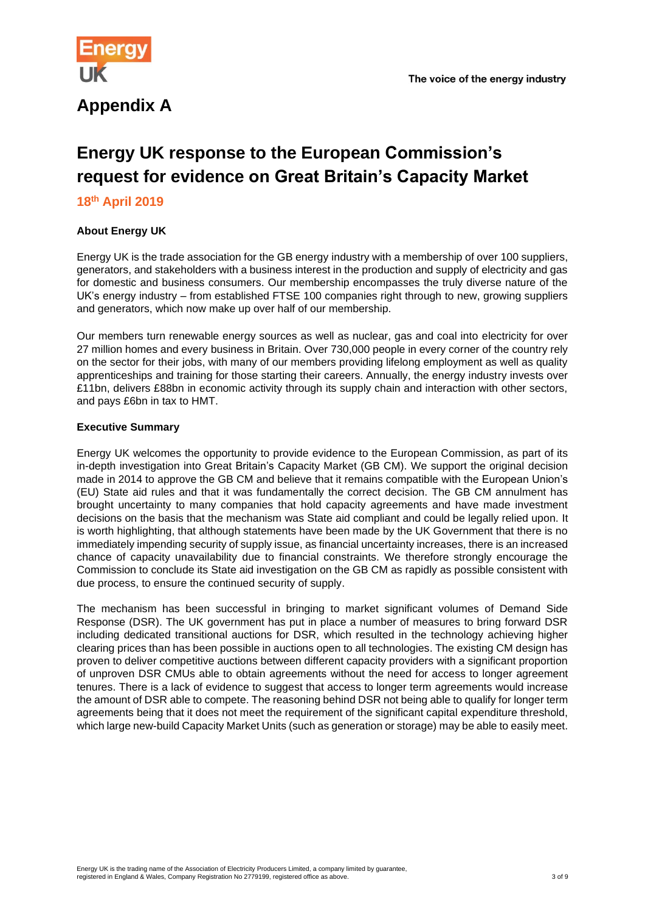# Appendix A

# Energy UK response to the European Commission's request for evidence on Great Britain's Capacity Market

**18th April 2019**

**About Energy UK**

Energy UK is the trade association for the GB energy industry with a membership of over 100 suppliers, generators, and stakeholders with a business interest in the production and supply of electricity and gas for domestic and business consumers. Our membership encompasses the truly diverse nature of the UK's energy industry – from established FTSE 100 companies right through to new, growing suppliers and generators, which now make up over half of our membership.

Our members turn renewable energy sources as well as nuclear, gas and coal into electricity for over 27 million homes and every business in Britain. Over 730,000 people in every corner of the country rely on the sector for their jobs, with many of our members providing lifelong employment as well as quality apprenticeships and training for those starting their careers. Annually, the energy industry invests over £11bn, delivers £88bn in economic activity through its supply chain and interaction with other sectors, and pays £6bn in tax to HMT.

**Executive Summary**

Energy UK welcomes the opportunity to provide evidence to the European Commission, as part of its in-depth investigation into Great Britain's Capacity Market (GB CM). We support the original decision made in 2014 to approve the GB CM and believe that it remains compatible with the European Union's (EU) State aid rules and that it was fundamentally the correct decision. The GB CM annulment has brought uncertainty to many companies that hold capacity agreements and have made investment decisions on the basis that the mechanism was State aid compliant and could be legally relied upon. It is worth highlighting, that although statements have been made by the UK Government that there is no immediately impending security of supply issue, as financial uncertainty increases, there is an increased chance of capacity unavailability due to financial constraints. We therefore strongly encourage the Commission to conclude its State aid investigation on the GB CM as rapidly as possible consistent with due process, to ensure the continued security of supply.

The mechanism has been successful in bringing to market significant volumes of Demand Side Response (DSR). The UK government has put in place a number of measures to bring forward DSR including dedicated transitional auctions for DSR, which resulted in the technology achieving higher clearing prices than has been possible in auctions open to all technologies. The existing CM design has proven to deliver competitive auctions between different capacity providers with a significant proportion of unproven DSR CMUs able to obtain agreements without the need for access to longer agreement tenures. There is a lack of evidence to suggest that access to longer term agreements would increase the amount of DSR able to compete. The reasoning behind DSR not being able to qualify for longer term agreements being that it does not meet the requirement of the significant capital expenditure threshold, which large new-build Capacity Market Units (such as generation or storage) may be able to easily meet.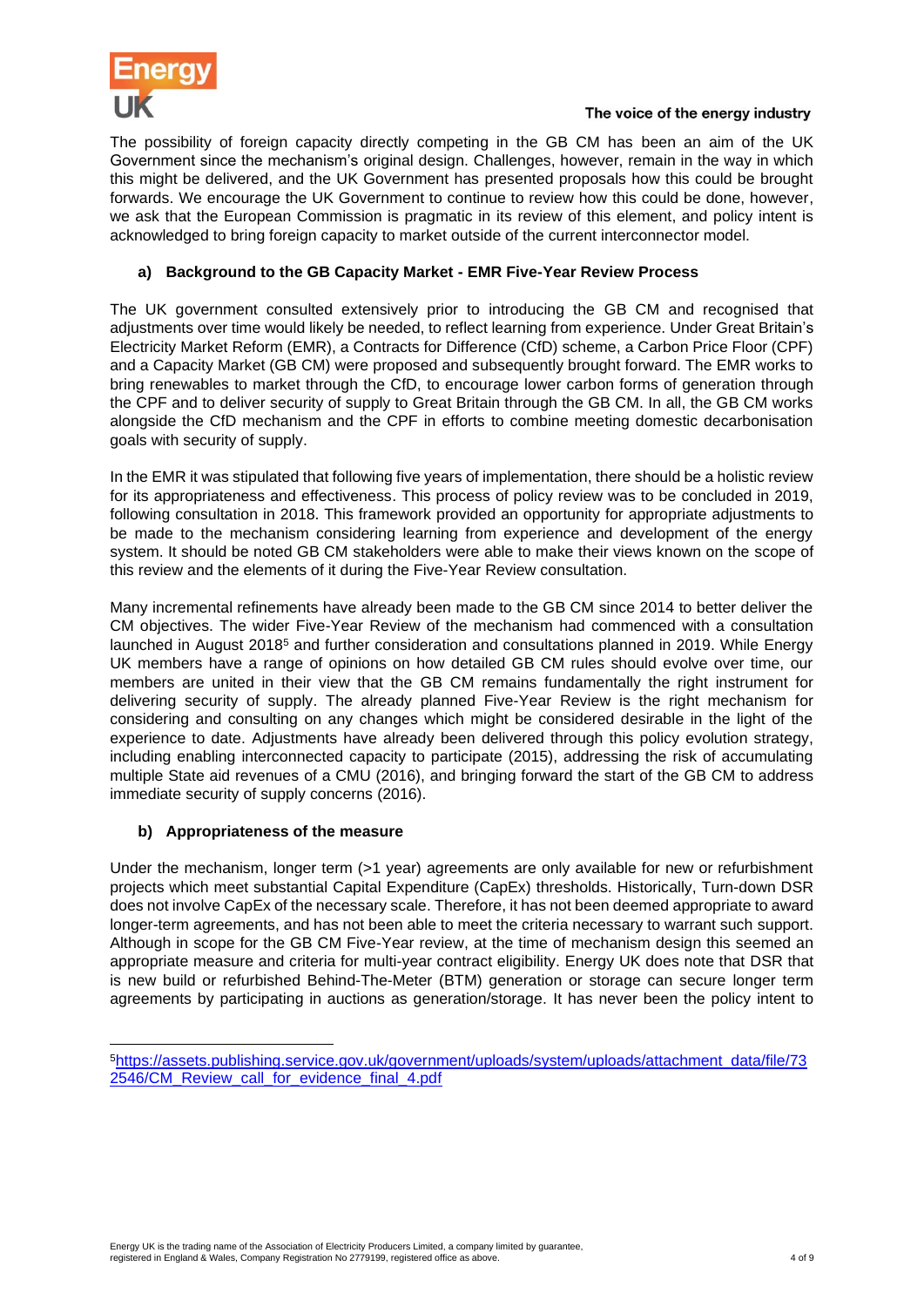The possibility of foreign capacity directly competing in the GB CM has been an aim of the UK Government since the mechanism's original design. Challenges, however, remain in the way in which this might be delivered, and the UK Government has presented proposals how this could be brought forwards. We encourage the UK Government to continue to review how this could be done, however, we ask that the European Commission is pragmatic in its review of this element, and policy intent is acknowledged to bring foreign capacity to market outside of the current interconnector model.

### a) Background to the GB Capacity Market - EMR Five-Year Review Process

The UK government consulted extensively prior to introducing the GB CM and recognised that adjustments over time would likely be needed, to reflect learning from experience. Under Great Britain's Electricity Market Reform (EMR), a Contracts for Difference (CfD) scheme, a Carbon Price Floor (CPF) and a Capacity Market (GB CM) were proposed and subsequently brought forward. The EMR works to bring renewables to market through the CfD, to encourage lower carbon forms of generation through the CPF and to deliver security of supply to Great Britain through the GB CM. In all, the GB CM works alongside the CfD mechanism and the CPF in efforts to combine meeting domestic decarbonisation goals with security of supply.

In the EMR it was stipulated that following five years of implementation, there should be a holistic review for its appropriateness and effectiveness. This process of policy review was to be concluded in 2019, following consultation in 2018. This framework provided an opportunity for appropriate adjustments to be made to the mechanism considering learning from experience and development of the energy system. It should be noted GB CM stakeholders were able to make their views known on the scope of this review and the elements of it during the Five-Year Review consultation.

Many incremental refinements have already been made to the GB CM since 2014 to better deliver the CM objectives. The wider Five-Year Review of the mechanism had commenced with a consultation launched in August 2018[5] and further consideration and consultations planned in 2019. While Energy UK members have a range of opinions on how detailed GB CM rules should evolve over time, our members are united in their view that the GB CM remains fundamentally the right instrument for delivering security of supply. The already planned Five-Year Review is the right mechanism for considering and consulting on any changes which might be considered desirable in the light of the experience to date. Adjustments have already been delivered through this policy evolution strategy, including enabling interconnected capacity to participate (2015), addressing the risk of accumulating multiple State aid revenues of a CMU (2016), and bringing forward the start of the GB CM to address immediate security of supply concerns (2016).

### b) Appropriateness of the measure

Under the mechanism, longer term (>1 year) agreements are only available for new or refurbishment projects which meet substantial Capital Expenditure (CapEx) thresholds. Historically, Turn-down DSR does not involve CapEx of the necessary scale. Therefore, it has not been deemed appropriate to award longer-term agreements, and has not been able to meet the criteria necessary to warrant such support. Although in scope for the GB CM Five-Year review, at the time of mechanism design this seemed an appropriate measure and criteria for multi-year contract eligibility. Energy UK does note that DSR that is new build or refurbished Behind-The-Meter (BTM) generation or storage can secure longer term agreements by participating in auctions as generation/storage. It has never been the policy intent to

[5] https://assets.publishing.service.gov.uk/government/uploads/system/uploads/attachment_data/file/732546/CM_Review_call_for_evidence_final_4.pdf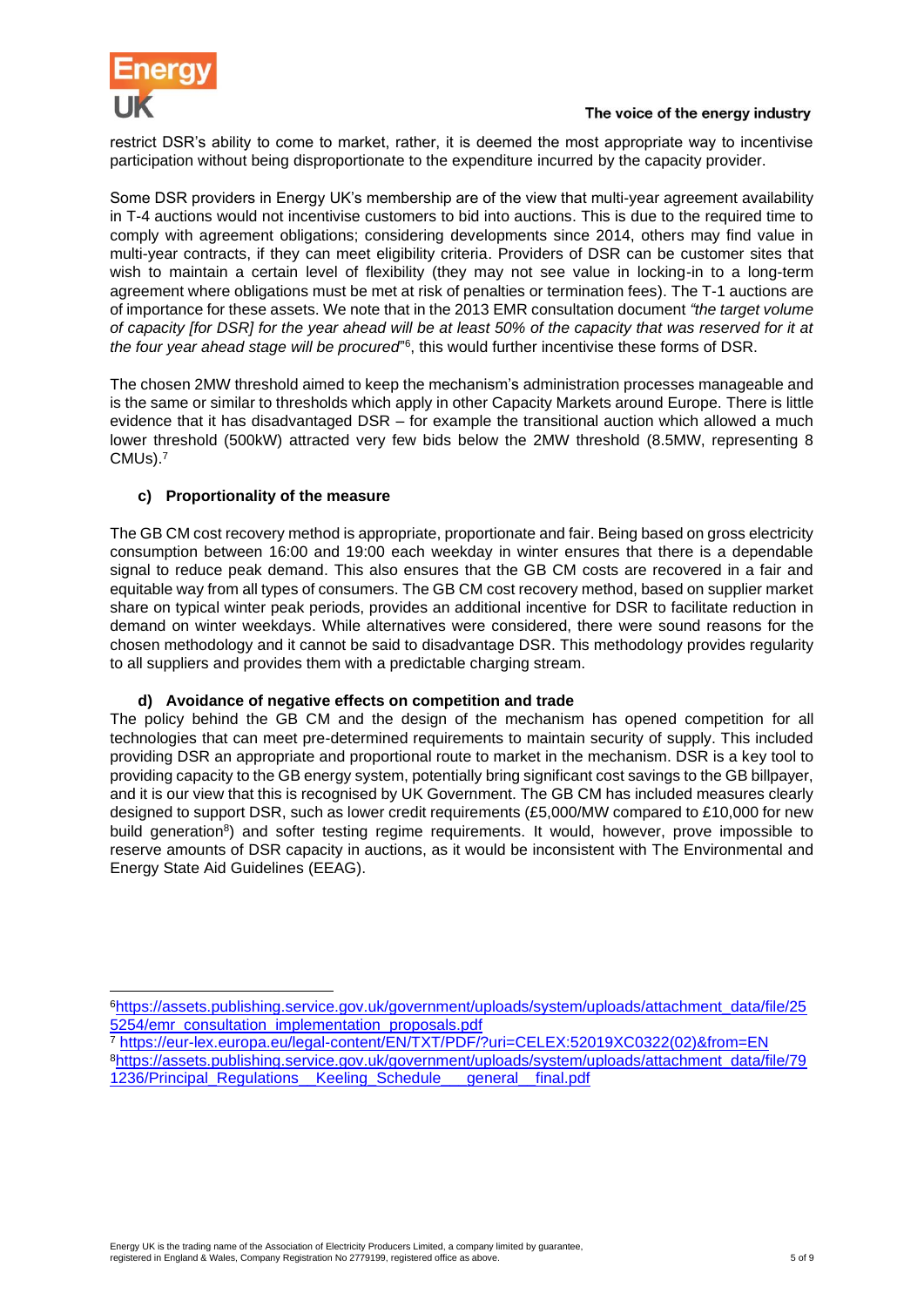restrict DSR's ability to come to market, rather, it is deemed the most appropriate way to incentivise participation without being disproportionate to the expenditure incurred by the capacity provider.

Some DSR providers in Energy UK's membership are of the view that multi-year agreement availability in T-4 auctions would not incentivise customers to bid into auctions. This is due to the required time to comply with agreement obligations; considering developments since 2014, others may find value in multi-year contracts, if they can meet eligibility criteria. Providers of DSR can be customer sites that wish to maintain a certain level of flexibility (they may not see value in locking-in to a long-term agreement where obligations must be met at risk of penalties or termination fees). The T-1 auctions are of importance for these assets. We note that in the 2013 EMR consultation document *"the target volume of capacity [for DSR] for the year ahead will be at least 50% of the capacity that was reserved for it at the four year ahead stage will be procured"*[6], this would further incentivise these forms of DSR.

The chosen 2MW threshold aimed to keep the mechanism's administration processes manageable and is the same or similar to thresholds which apply in other Capacity Markets around Europe. There is little evidence that it has disadvantaged DSR – for example the transitional auction which allowed a much lower threshold (500kW) attracted very few bids below the 2MW threshold (8.5MW, representing 8 CMUs).[7]

### c) Proportionality of the measure

The GB CM cost recovery method is appropriate, proportionate and fair. Being based on gross electricity consumption between 16:00 and 19:00 each weekday in winter ensures that there is a dependable signal to reduce peak demand. This also ensures that the GB CM costs are recovered in a fair and equitable way from all types of consumers. The GB CM cost recovery method, based on supplier market share on typical winter peak periods, provides an additional incentive for DSR to facilitate reduction in demand on winter weekdays. While alternatives were considered, there were sound reasons for the chosen methodology and it cannot be said to disadvantage DSR. This methodology provides regularity to all suppliers and provides them with a predictable charging stream.

### d) Avoidance of negative effects on competition and trade

The policy behind the GB CM and the design of the mechanism has opened competition for all technologies that can meet pre-determined requirements to maintain security of supply. This included providing DSR an appropriate and proportional route to market in the mechanism. DSR is a key tool to providing capacity to the GB energy system, potentially bring significant cost savings to the GB billpayer, and it is our view that this is recognised by UK Government. The GB CM has included measures clearly designed to support DSR, such as lower credit requirements (£5,000/MW compared to £10,000 for new build generation[8]) and softer testing regime requirements. It would, however, prove impossible to reserve amounts of DSR capacity in auctions, as it would be inconsistent with The Environmental and Energy State Aid Guidelines (EEAG).

---

[6] https://assets.publishing.service.gov.uk/government/uploads/system/uploads/attachment_data/file/255254/emr_consultation_implementation_proposals.pdf

[7] https://eur-lex.europa.eu/legal-content/EN/TXT/PDF/?uri=CELEX:52019XC0322(02)&from=EN

[8] https://assets.publishing.service.gov.uk/government/uploads/system/uploads/attachment_data/file/791236/Principal_Regulations__Keeling_Schedule___general__final.pdf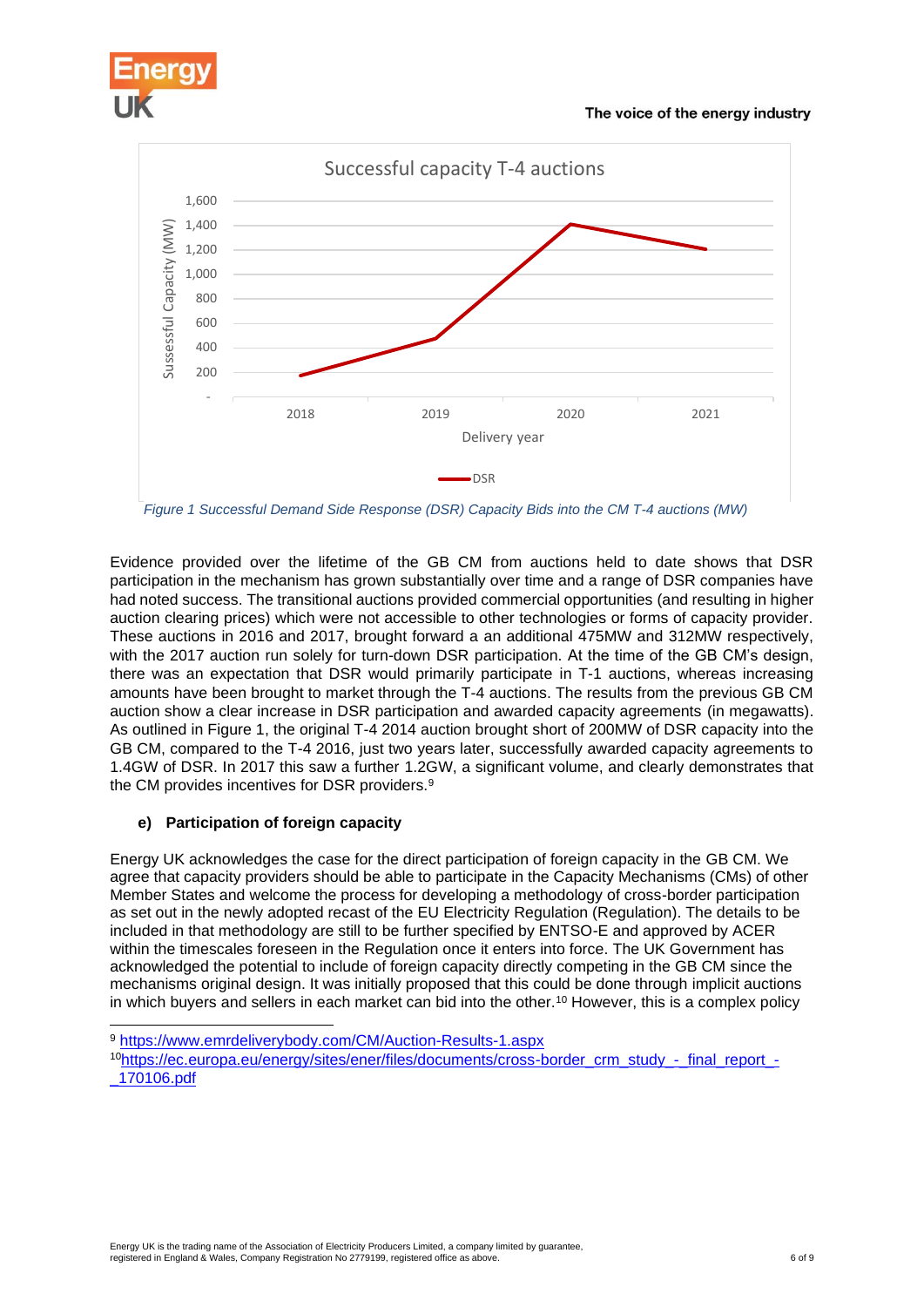Figure 1 Successful Demand Side Response (DSR) Capacity Bids into the CM T-4 auctions (MW)

Evidence provided over the lifetime of the GB CM from auctions held to date shows that DSR participation in the mechanism has grown substantially over time and a range of DSR companies have had noted success. The transitional auctions provided commercial opportunities (and resulting in higher auction clearing prices) which were not accessible to other technologies or forms of capacity provider. These auctions in 2016 and 2017, brought forward a an additional 475MW and 312MW respectively, with the 2017 auction run solely for turn-down DSR participation. At the time of the GB CM's design, there was an expectation that DSR would primarily participate in T-1 auctions, whereas increasing amounts have been brought to market through the T-4 auctions. The results from the previous GB CM auction show a clear increase in DSR participation and awarded capacity agreements (in megawatts). As outlined in Figure 1, the original T-4 2014 auction brought short of 200MW of DSR capacity into the GB CM, compared to the T-4 2016, just two years later, successfully awarded capacity agreements to 1.4GW of DSR. In 2017 this saw a further 1.2GW, a significant volume, and clearly demonstrates that the CM provides incentives for DSR providers.[9]

### e) Participation of foreign capacity

Energy UK acknowledges the case for the direct participation of foreign capacity in the GB CM. We agree that capacity providers should be able to participate in the Capacity Mechanisms (CMs) of other Member States and welcome the process for developing a methodology of cross-border participation as set out in the newly adopted recast of the EU Electricity Regulation (Regulation). The details to be included in that methodology are still to be further specified by ENTSO-E and approved by ACER within the timescales foreseen in the Regulation once it enters into force. The UK Government has acknowledged the potential to include of foreign capacity directly competing in the GB CM since the mechanisms original design. It was initially proposed that this could be done through implicit auctions in which buyers and sellers in each market can bid into the other.[10] However, this is a complex policy

---

[9] https://www.emrdeliverybody.com/CM/Auction-Results-1.aspx

[10] https://ec.europa.eu/energy/sites/ener/files/documents/cross-border_crm_study_-_final_report_-_170106.pdf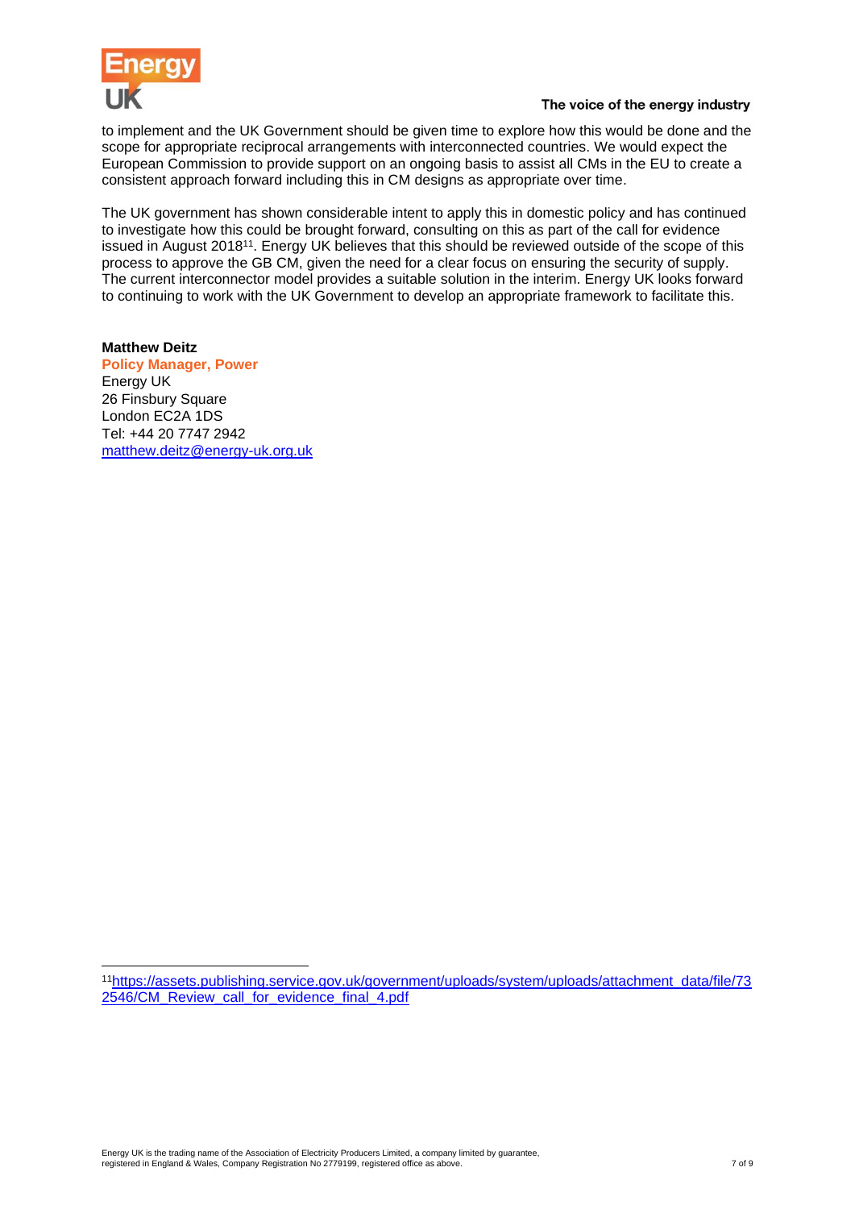to implement and the UK Government should be given time to explore how this would be done and the scope for appropriate reciprocal arrangements with interconnected countries. We would expect the European Commission to provide support on an ongoing basis to assist all CMs in the EU to create a consistent approach forward including this in CM designs as appropriate over time.

The UK government has shown considerable intent to apply this in domestic policy and has continued to investigate how this could be brought forward, consulting on this as part of the call for evidence issued in August 2018[11]. Energy UK believes that this should be reviewed outside of the scope of this process to approve the GB CM, given the need for a clear focus on ensuring the security of supply. The current interconnector model provides a suitable solution in the interim. Energy UK looks forward to continuing to work with the UK Government to develop an appropriate framework to facilitate this.

**Matthew Deitz**
**Policy Manager, Power**
Energy UK
26 Finsbury Square
London EC2A 1DS
Tel: +44 20 7747 2942
matthew.deitz@energy-uk.org.uk

[11] https://assets.publishing.service.gov.uk/government/uploads/system/uploads/attachment_data/file/732546/CM_Review_call_for_evidence_final_4.pdf

Energy UK is the trading name of the Association of Electricity Producers Limited, a company limited by guarantee, registered in England & Wales, Company Registration No 2779199, registered office as above.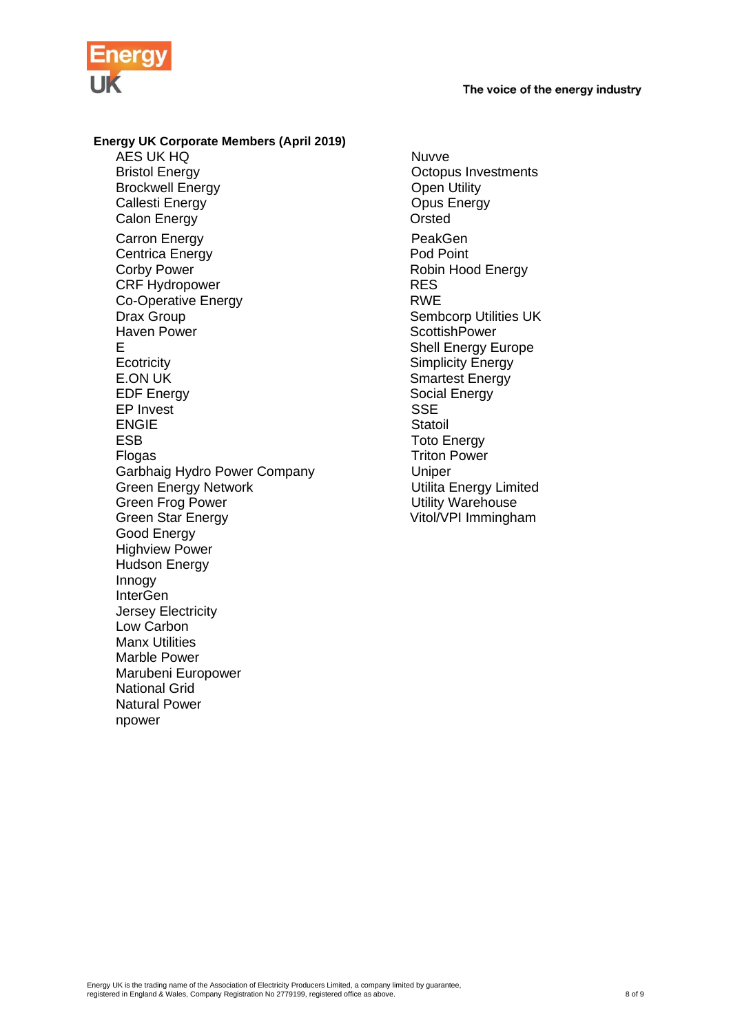**Energy UK Corporate Members (April 2019)**

AES UK HQ
Bristol Energy
Brockwell Energy
Callesti Energy
Calon Energy
Carron Energy
Centrica Energy
Corby Power
CRF Hydropower
Co-Operative Energy
Drax Group
Haven Power
E
Ecotricity
E.ON UK
EDF Energy
EP Invest
ENGIE
ESB
Flogas
Garbhaig Hydro Power Company
Green Energy Network
Green Frog Power
Green Star Energy
Good Energy
Highview Power
Hudson Energy
Innogy
InterGen
Jersey Electricity
Low Carbon
Manx Utilities
Marble Power
Marubeni Europower
National Grid
Natural Power
npower
Nuvve
Octopus Investments
Open Utility
Opus Energy
Orsted
PeakGen
Pod Point
Robin Hood Energy
RES
RWE
Sembcorp Utilities UK
ScottishPower
Shell Energy Europe
Simplicity Energy
Smartest Energy
Social Energy
SSE
Statoil
Toto Energy
Triton Power
Uniper
Utilita Energy Limited
Utility Warehouse
Vitol/VPI Immingham

Energy UK is the trading name of the Association of Electricity Producers Limited, a company limited by guarantee, registered in England & Wales, Company Registration No 2779199, registered office as above.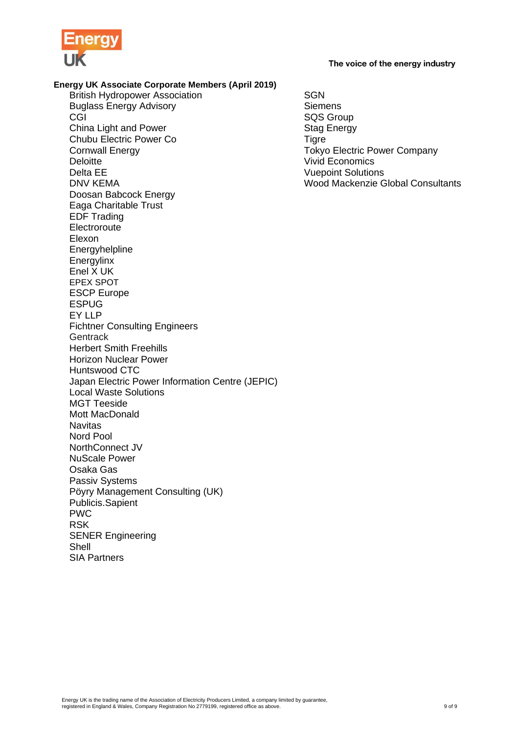**Energy UK Associate Corporate Members (April 2019)**

- British Hydropower Association
- Buglass Energy Advisory
- CGI
- China Light and Power
- Chubu Electric Power Co
- Cornwall Energy
- Deloitte
- Delta EE
- DNV KEMA
- Doosan Babcock Energy
- Eaga Charitable Trust
- EDF Trading
- Electroroute
- Elexon
- Energyhelpline
- Energylinx
- Enel X UK
- EPEX SPOT
- ESCP Europe
- ESPUG
- EY LLP
- Fichtner Consulting Engineers
- Gentrack
- Herbert Smith Freehills
- Horizon Nuclear Power
- Huntswood CTC
- Japan Electric Power Information Centre (JEPIC)
- Local Waste Solutions
- MGT Teeside
- Mott MacDonald
- Navitas
- Nord Pool
- NorthConnect JV
- NuScale Power
- Osaka Gas
- Passiv Systems
- Pöyry Management Consulting (UK)
- Publicis.Sapient
- PWC
- RSK
- SENER Engineering
- Shell
- SIA Partners
- SGN
- Siemens
- SQS Group
- Stag Energy
- Tigre
- Tokyo Electric Power Company
- Vivid Economics
- Vuepoint Solutions
- Wood Mackenzie Global Consultants

Energy UK is the trading name of the Association of Electricity Producers Limited, a company limited by guarantee, registered in England & Wales, Company Registration No 2779199, registered office as above.